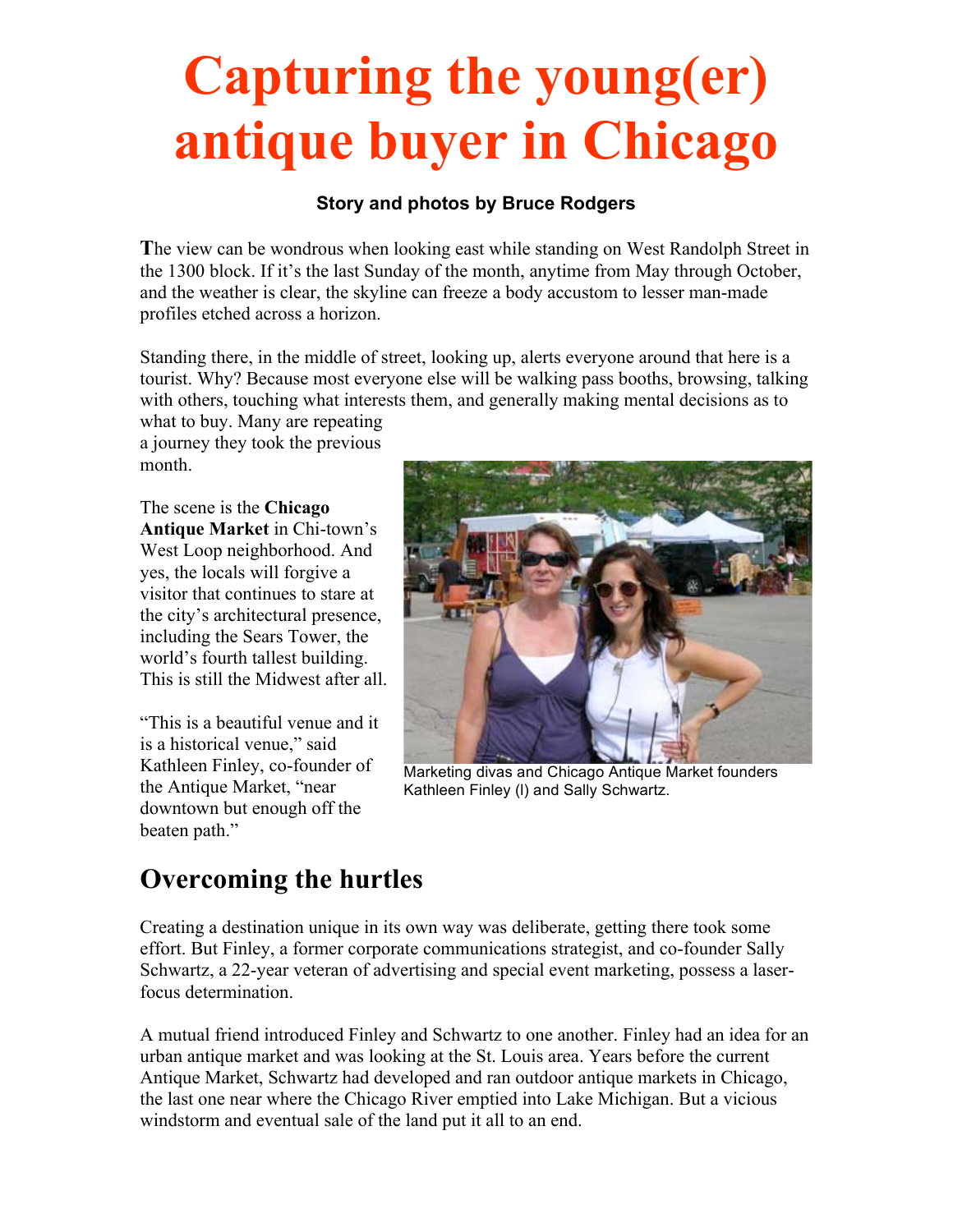# Capturing the young(er) antique buyer in Chicago

**Story and photos by Bruce Rodgers**

**T**he view can be wondrous when looking east while standing on West Randolph Street in the 1300 block. If it's the last Sunday of the month, anytime from May through October, and the weather is clear, the skyline can freeze a body accustom to lesser man-made profiles etched across a horizon.

Standing there, in the middle of street, looking up, alerts everyone around that here is a tourist. Why? Because most everyone else will be walking pass booths, browsing, talking with others, touching what interests them, and generally making mental decisions as to what to buy. Many are repeating a journey they took the previous month.

The scene is the **Chicago Antique Market** in Chi-town's West Loop neighborhood. And yes, the locals will forgive a visitor that continues to stare at the city's architectural presence, including the Sears Tower, the world's fourth tallest building. This is still the Midwest after all.

"This is a beautiful venue and it is a historical venue," said Kathleen Finley, co-founder of the Antique Market, "near downtown but enough off the beaten path."

Marketing divas and Chicago Antique Market founders Kathleen Finley (l) and Sally Schwartz.

## Overcoming the hurtles

Creating a destination unique in its own way was deliberate, getting there took some effort. But Finley, a former corporate communications strategist, and co-founder Sally Schwartz, a 22-year veteran of advertising and special event marketing, possess a laser-focus determination.

A mutual friend introduced Finley and Schwartz to one another. Finley had an idea for an urban antique market and was looking at the St. Louis area. Years before the current Antique Market, Schwartz had developed and ran outdoor antique markets in Chicago, the last one near where the Chicago River emptied into Lake Michigan. But a vicious windstorm and eventual sale of the land put it all to an end.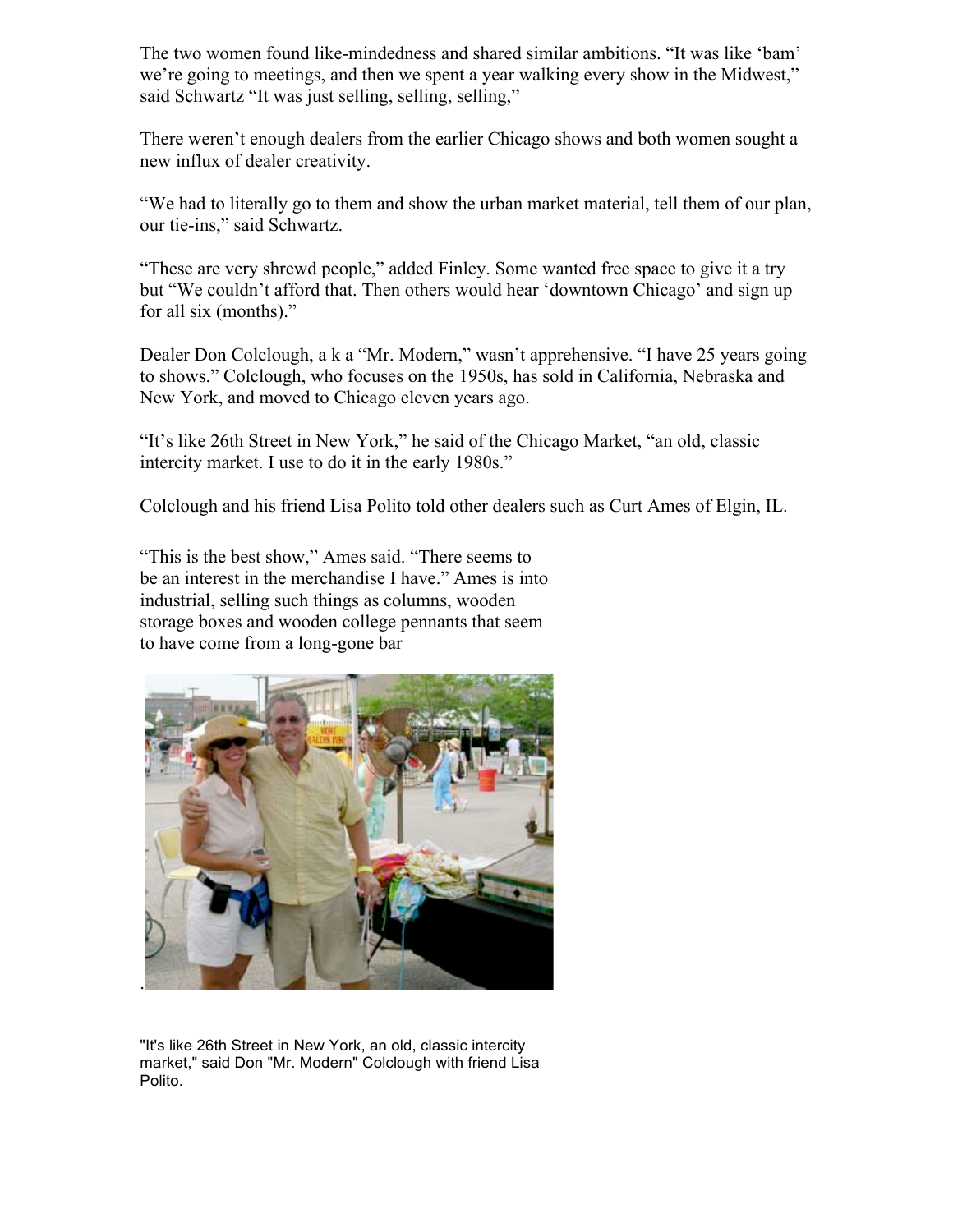The two women found like-mindedness and shared similar ambitions. "It was like 'bam' we're going to meetings, and then we spent a year walking every show in the Midwest," said Schwartz "It was just selling, selling, selling,"

There weren't enough dealers from the earlier Chicago shows and both women sought a new influx of dealer creativity.

"We had to literally go to them and show the urban market material, tell them of our plan, our tie-ins," said Schwartz.

"These are very shrewd people," added Finley. Some wanted free space to give it a try but "We couldn't afford that. Then others would hear 'downtown Chicago' and sign up for all six (months)."

Dealer Don Colclough, a k a "Mr. Modern," wasn't apprehensive. "I have 25 years going to shows." Colclough, who focuses on the 1950s, has sold in California, Nebraska and New York, and moved to Chicago eleven years ago.

"It's like 26th Street in New York," he said of the Chicago Market, "an old, classic intercity market. I use to do it in the early 1980s."

Colclough and his friend Lisa Polito told other dealers such as Curt Ames of Elgin, IL.

"This is the best show," Ames said. "There seems to be an interest in the merchandise I have." Ames is into industrial, selling such things as columns, wooden storage boxes and wooden college pennants that seem to have come from a long-gone bar

"It's like 26th Street in New York, an old, classic intercity market," said Don "Mr. Modern" Colclough with friend Lisa Polito.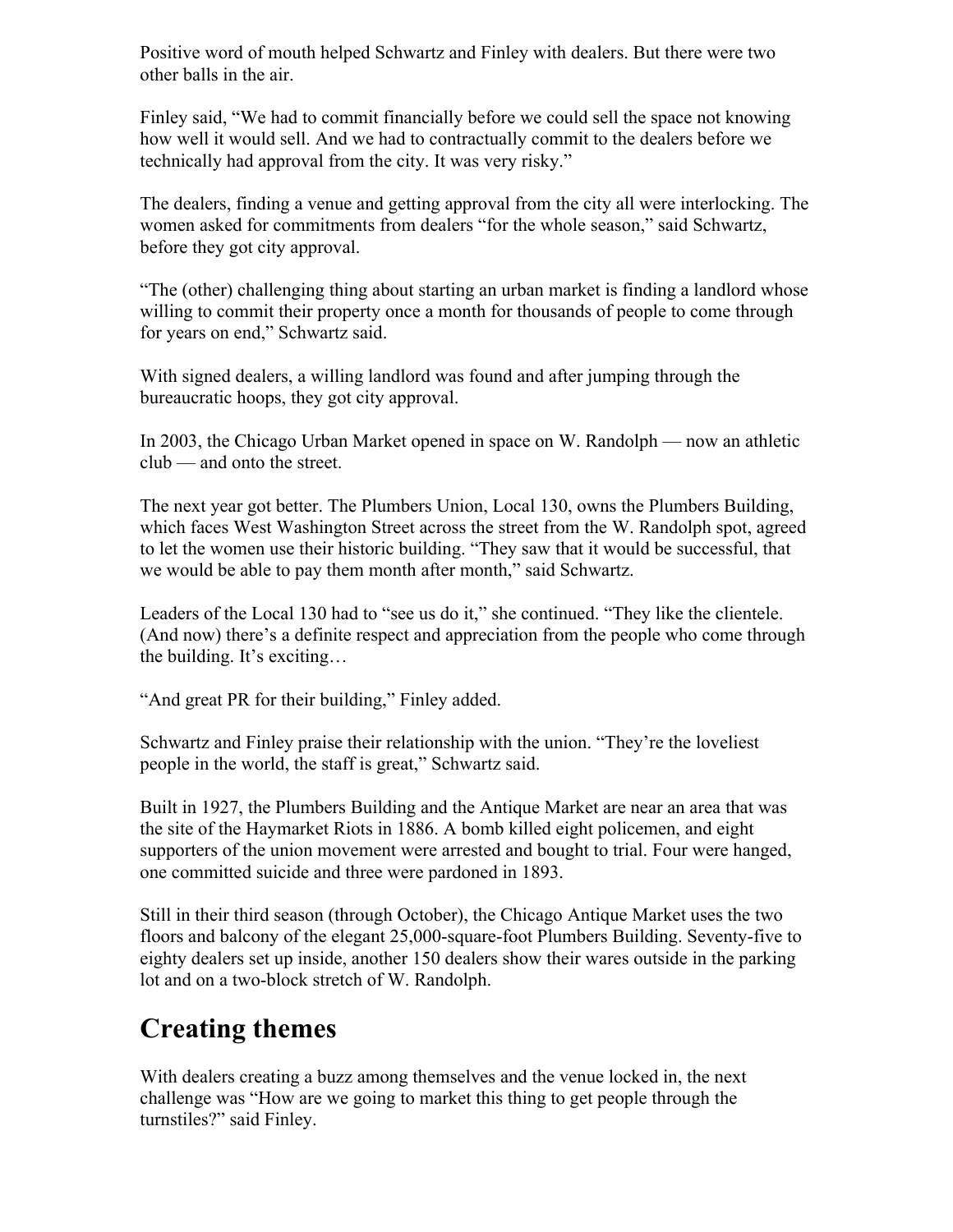Positive word of mouth helped Schwartz and Finley with dealers. But there were two other balls in the air.

Finley said, "We had to commit financially before we could sell the space not knowing how well it would sell. And we had to contractually commit to the dealers before we technically had approval from the city. It was very risky."

The dealers, finding a venue and getting approval from the city all were interlocking. The women asked for commitments from dealers "for the whole season," said Schwartz, before they got city approval.

"The (other) challenging thing about starting an urban market is finding a landlord whose willing to commit their property once a month for thousands of people to come through for years on end," Schwartz said.

With signed dealers, a willing landlord was found and after jumping through the bureaucratic hoops, they got city approval.

In 2003, the Chicago Urban Market opened in space on W. Randolph — now an athletic club — and onto the street.

The next year got better. The Plumbers Union, Local 130, owns the Plumbers Building, which faces West Washington Street across the street from the W. Randolph spot, agreed to let the women use their historic building. "They saw that it would be successful, that we would be able to pay them month after month," said Schwartz.

Leaders of the Local 130 had to "see us do it," she continued. "They like the clientele. (And now) there's a definite respect and appreciation from the people who come through the building. It's exciting…

"And great PR for their building," Finley added.

Schwartz and Finley praise their relationship with the union. "They're the loveliest people in the world, the staff is great," Schwartz said.

Built in 1927, the Plumbers Building and the Antique Market are near an area that was the site of the Haymarket Riots in 1886. A bomb killed eight policemen, and eight supporters of the union movement were arrested and bought to trial. Four were hanged, one committed suicide and three were pardoned in 1893.

Still in their third season (through October), the Chicago Antique Market uses the two floors and balcony of the elegant 25,000-square-foot Plumbers Building. Seventy-five to eighty dealers set up inside, another 150 dealers show their wares outside in the parking lot and on a two-block stretch of W. Randolph.

## Creating themes

With dealers creating a buzz among themselves and the venue locked in, the next challenge was "How are we going to market this thing to get people through the turnstiles?" said Finley.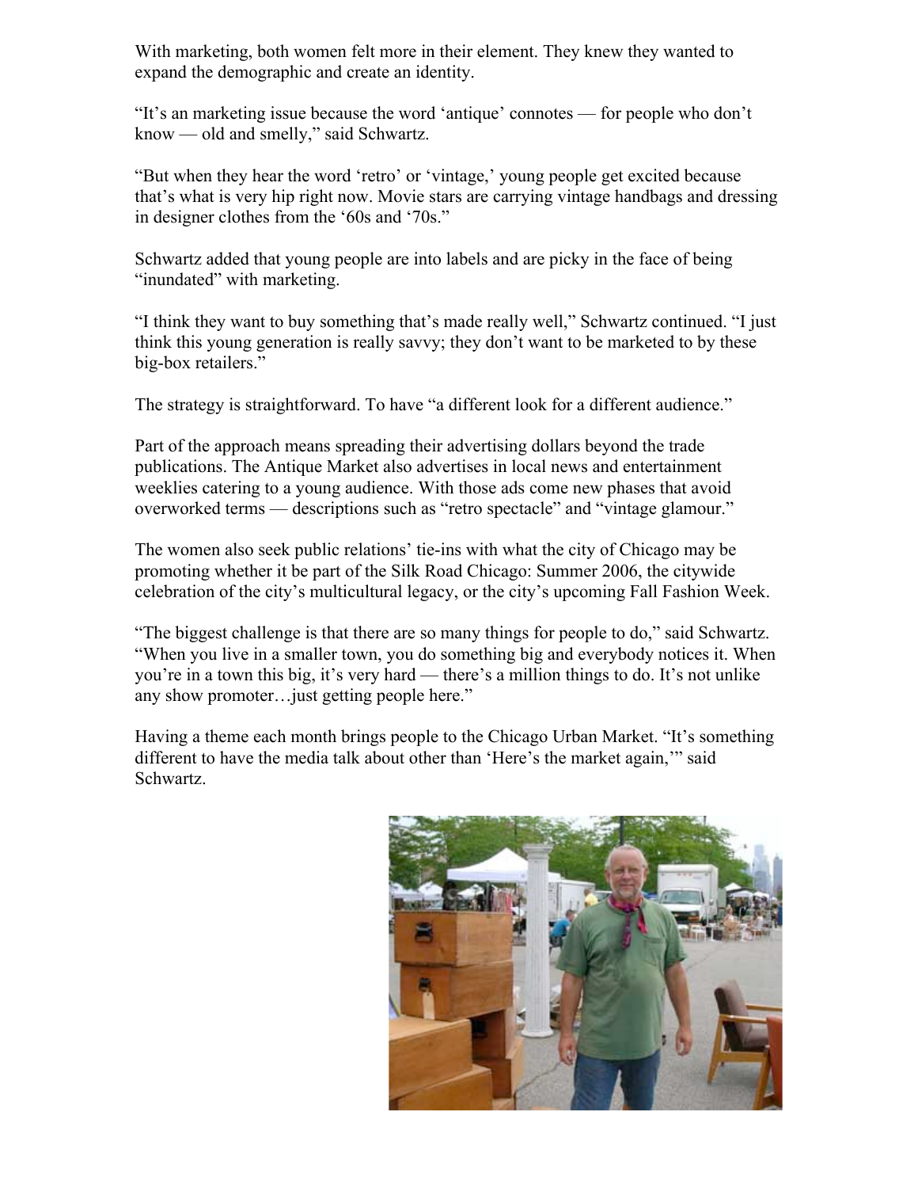With marketing, both women felt more in their element. They knew they wanted to expand the demographic and create an identity.

"It's an marketing issue because the word 'antique' connotes — for people who don't know — old and smelly," said Schwartz.

"But when they hear the word 'retro' or 'vintage,' young people get excited because that's what is very hip right now. Movie stars are carrying vintage handbags and dressing in designer clothes from the '60s and '70s."

Schwartz added that young people are into labels and are picky in the face of being "inundated" with marketing.

"I think they want to buy something that's made really well," Schwartz continued. "I just think this young generation is really savvy; they don't want to be marketed to by these big-box retailers."

The strategy is straightforward. To have "a different look for a different audience."

Part of the approach means spreading their advertising dollars beyond the trade publications. The Antique Market also advertises in local news and entertainment weeklies catering to a young audience. With those ads come new phases that avoid overworked terms — descriptions such as "retro spectacle" and "vintage glamour."

The women also seek public relations' tie-ins with what the city of Chicago may be promoting whether it be part of the Silk Road Chicago: Summer 2006, the citywide celebration of the city's multicultural legacy, or the city's upcoming Fall Fashion Week.

"The biggest challenge is that there are so many things for people to do," said Schwartz. "When you live in a smaller town, you do something big and everybody notices it. When you're in a town this big, it's very hard — there's a million things to do. It's not unlike any show promoter…just getting people here."

Having a theme each month brings people to the Chicago Urban Market. "It's something different to have the media talk about other than 'Here's the market again,'" said Schwartz.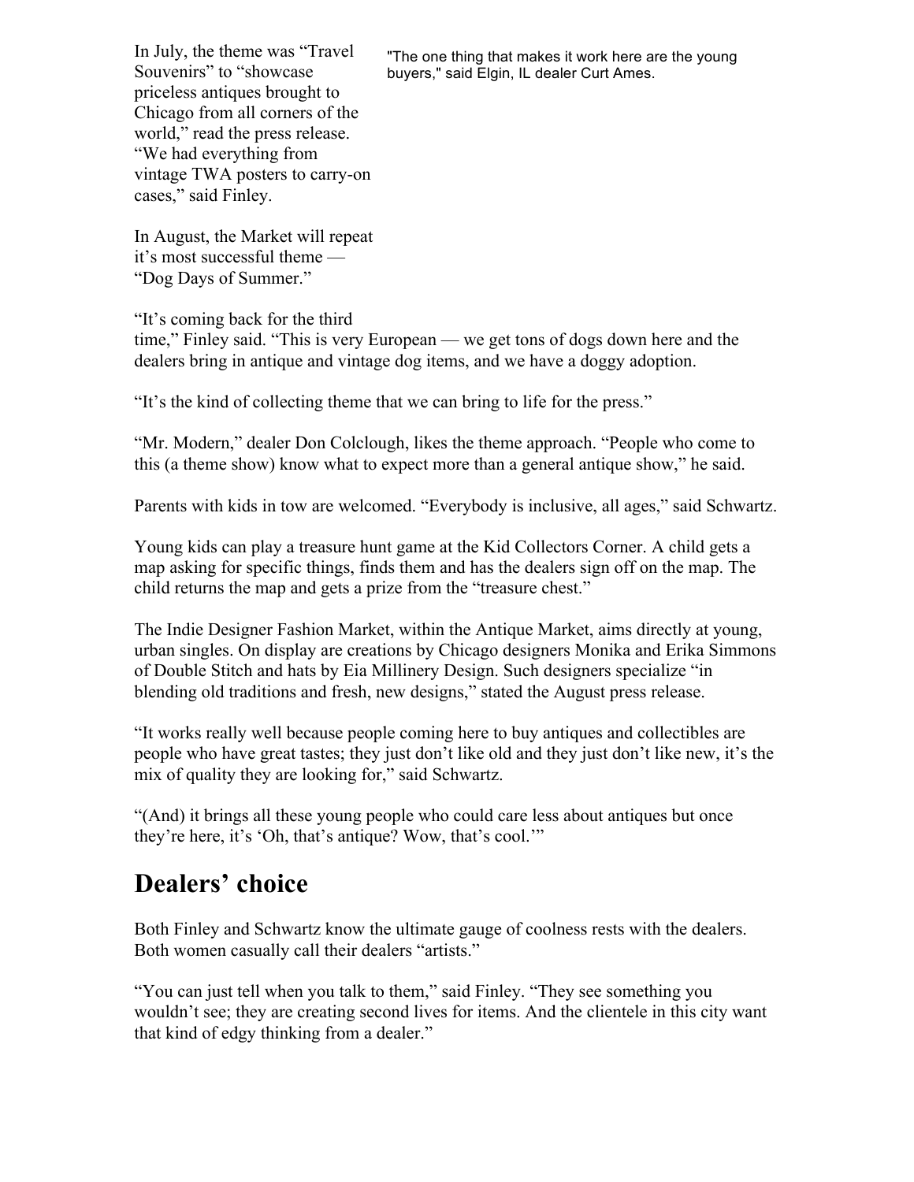In July, the theme was "Travel Souvenirs" to "showcase priceless antiques brought to Chicago from all corners of the world," read the press release. "We had everything from vintage TWA posters to carry-on cases," said Finley.

"The one thing that makes it work here are the young buyers," said Elgin, IL dealer Curt Ames.

In August, the Market will repeat it's most successful theme — "Dog Days of Summer."

"It's coming back for the third time," Finley said. "This is very European — we get tons of dogs down here and the dealers bring in antique and vintage dog items, and we have a doggy adoption.

"It's the kind of collecting theme that we can bring to life for the press."

"Mr. Modern," dealer Don Colclough, likes the theme approach. "People who come to this (a theme show) know what to expect more than a general antique show," he said.

Parents with kids in tow are welcomed. "Everybody is inclusive, all ages," said Schwartz.

Young kids can play a treasure hunt game at the Kid Collectors Corner. A child gets a map asking for specific things, finds them and has the dealers sign off on the map. The child returns the map and gets a prize from the "treasure chest."

The Indie Designer Fashion Market, within the Antique Market, aims directly at young, urban singles. On display are creations by Chicago designers Monika and Erika Simmons of Double Stitch and hats by Eia Millinery Design. Such designers specialize "in blending old traditions and fresh, new designs," stated the August press release.

"It works really well because people coming here to buy antiques and collectibles are people who have great tastes; they just don't like old and they just don't like new, it's the mix of quality they are looking for," said Schwartz.

"(And) it brings all these young people who could care less about antiques but once they're here, it's 'Oh, that's antique? Wow, that's cool.'"

## Dealers' choice

Both Finley and Schwartz know the ultimate gauge of coolness rests with the dealers. Both women casually call their dealers "artists."

"You can just tell when you talk to them," said Finley. "They see something you wouldn't see; they are creating second lives for items. And the clientele in this city want that kind of edgy thinking from a dealer."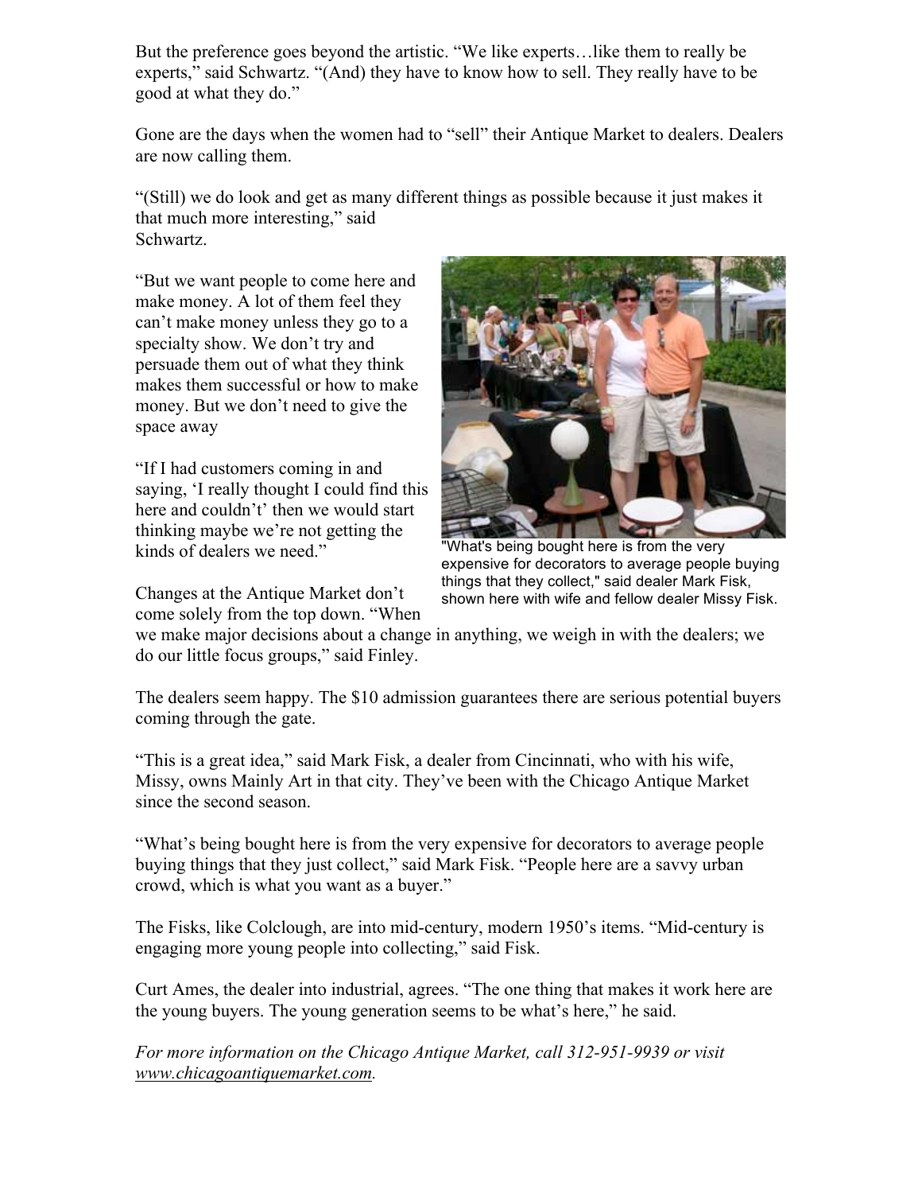But the preference goes beyond the artistic. "We like experts…like them to really be experts," said Schwartz. "(And) they have to know how to sell. They really have to be good at what they do."

Gone are the days when the women had to "sell" their Antique Market to dealers. Dealers are now calling them.

"(Still) we do look and get as many different things as possible because it just makes it that much more interesting," said Schwartz.

"But we want people to come here and make money. A lot of them feel they can't make money unless they go to a specialty show. We don't try and persuade them out of what they think makes them successful or how to make money. But we don't need to give the space away

"If I had customers coming in and saying, 'I really thought I could find this here and couldn't' then we would start thinking maybe we're not getting the kinds of dealers we need."

"What's being bought here is from the very expensive for decorators to average people buying things that they collect," said dealer Mark Fisk, shown here with wife and fellow dealer Missy Fisk.

Changes at the Antique Market don't come solely from the top down. "When we make major decisions about a change in anything, we weigh in with the dealers; we do our little focus groups," said Finley.

The dealers seem happy. The $10 admission guarantees there are serious potential buyers coming through the gate.

"This is a great idea," said Mark Fisk, a dealer from Cincinnati, who with his wife, Missy, owns Mainly Art in that city. They've been with the Chicago Antique Market since the second season.

"What's being bought here is from the very expensive for decorators to average people buying things that they just collect," said Mark Fisk. "People here are a savvy urban crowd, which is what you want as a buyer."

The Fisks, like Colclough, are into mid-century, modern 1950's items. "Mid-century is engaging more young people into collecting," said Fisk.

Curt Ames, the dealer into industrial, agrees. "The one thing that makes it work here are the young buyers. The young generation seems to be what's here," he said.

*For more information on the Chicago Antique Market, call 312-951-9939 or visit www.chicagoantiquemarket.com.*